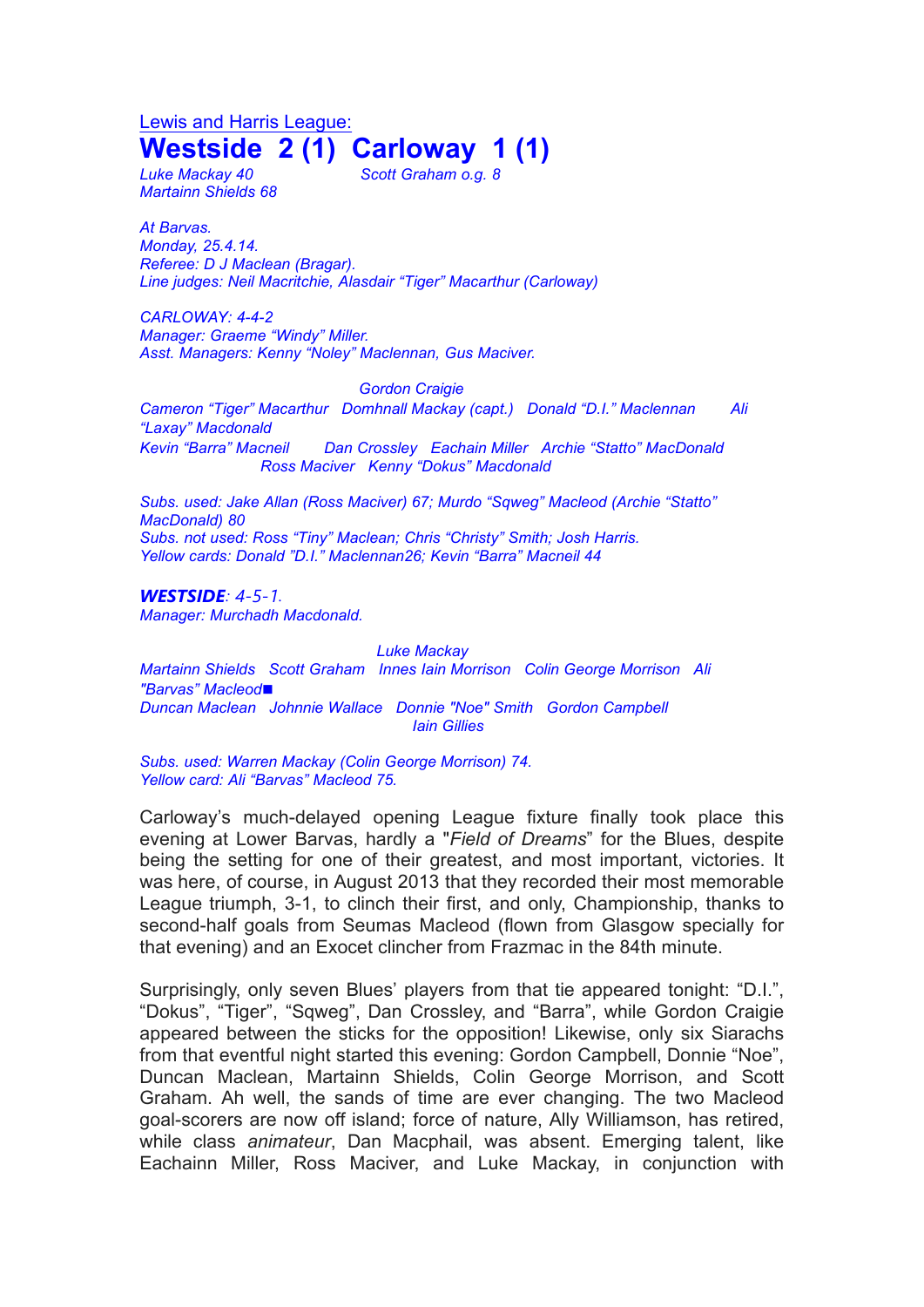Lewis and Harris League:

# Westside 2 (1) Carloway 1 (1)

*Luke Mackay 40* *Scott Graham o.g. 8*
*Martainn Shields 68*

*At Barvas.*
*Monday, 25.4.14.*
*Referee: D J Maclean (Bragar).*
*Line judges: Neil Macritchie, Alasdair "Tiger" Macarthur (Carloway)*

*CARLOWAY: 4-4-2*
*Manager: Graeme "Windy" Miller.*
*Asst. Managers: Kenny "Noley" Maclennan, Gus Maciver.*

*Gordon Craigie*
*Cameron "Tiger" Macarthur Domhnall Mackay (capt.) Donald "D.I." Maclennan Ali "Laxay" Macdonald*
*Kevin "Barra" Macneil Dan Crossley Eachain Miller Archie "Statto" MacDonald*
*Ross Maciver Kenny "Dokus" Macdonald*

*Subs. used: Jake Allan (Ross Maciver) 67; Murdo "Sqweg" Macleod (Archie "Statto" MacDonald) 80*
*Subs. not used: Ross "Tiny" Maclean; Chris "Christy" Smith; Josh Harris.*
*Yellow cards: Donald "D.I." Maclennan26; Kevin "Barra" Macneil 44*

***WESTSIDE**: 4-5-1.*
*Manager: Murchadh Macdonald.*

*Luke Mackay*
*Martainn Shields Scott Graham Innes Iain Morrison Colin George Morrison Ali "Barvas" Macleod■*
*Duncan Maclean Johnnie Wallace Donnie "Noe" Smith Gordon Campbell*
*Iain Gillies*

*Subs. used: Warren Mackay (Colin George Morrison) 74.*
*Yellow card: Ali "Barvas" Macleod 75.*

Carloway's much-delayed opening League fixture finally took place this evening at Lower Barvas, hardly a "*Field of Dreams*" for the Blues, despite being the setting for one of their greatest, and most important, victories. It was here, of course, in August 2013 that they recorded their most memorable League triumph, 3-1, to clinch their first, and only, Championship, thanks to second-half goals from Seumas Macleod (flown from Glasgow specially for that evening) and an Exocet clincher from Frazmac in the 84th minute.

Surprisingly, only seven Blues' players from that tie appeared tonight: "D.I.", "Dokus", "Tiger", "Sqweg", Dan Crossley, and "Barra", while Gordon Craigie appeared between the sticks for the opposition! Likewise, only six Siarachs from that eventful night started this evening: Gordon Campbell, Donnie "Noe", Duncan Maclean, Martainn Shields, Colin George Morrison, and Scott Graham. Ah well, the sands of time are ever changing. The two Macleod goal-scorers are now off island; force of nature, Ally Williamson, has retired, while class *animateur*, Dan Macphail, was absent. Emerging talent, like Eachainn Miller, Ross Maciver, and Luke Mackay, in conjunction with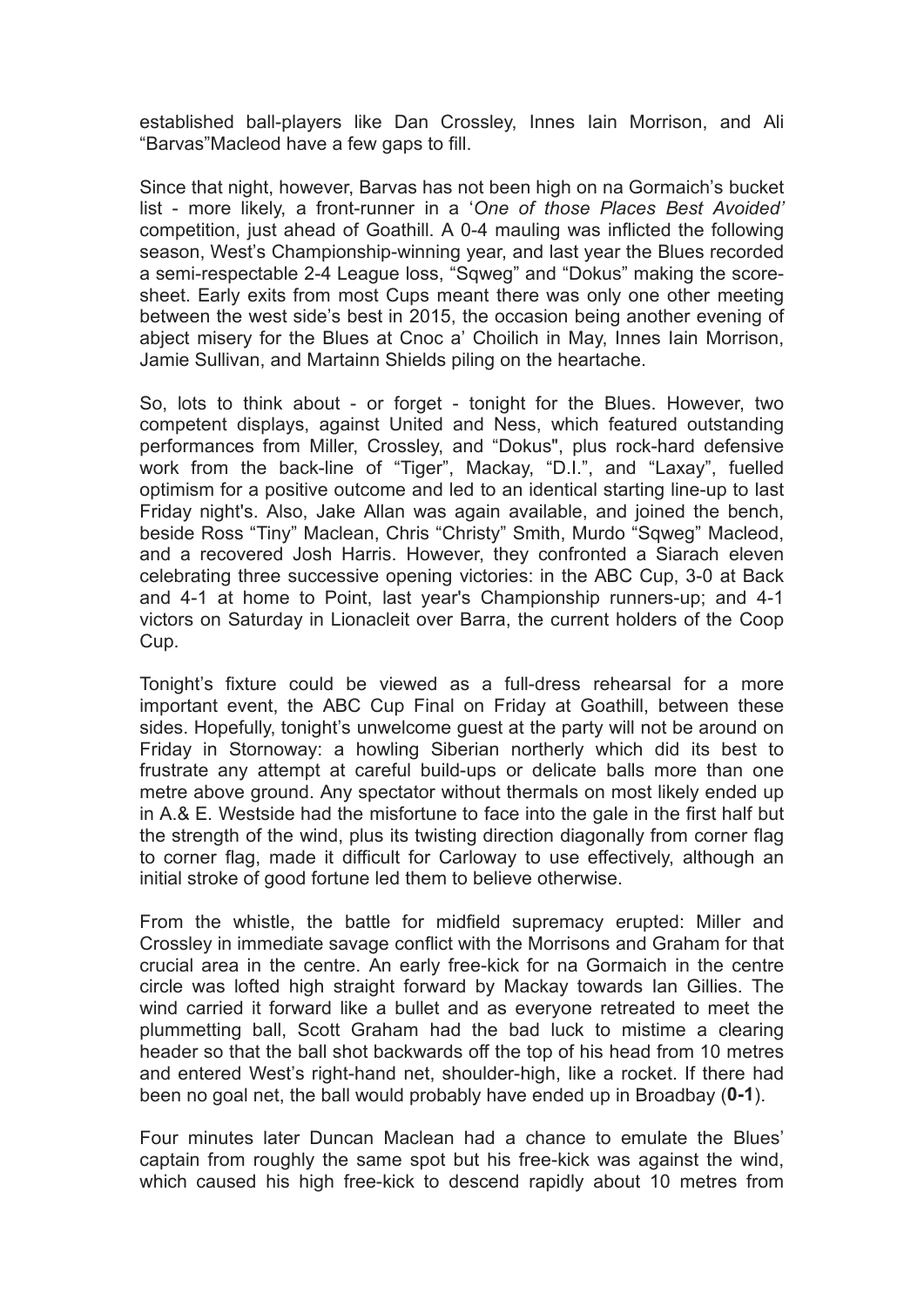established ball-players like Dan Crossley, Innes Iain Morrison, and Ali “Barvas”Macleod have a few gaps to fill.

Since that night, however, Barvas has not been high on na Gormaich’s bucket list - more likely, a front-runner in a ‘*One of those Places Best Avoided’* competition, just ahead of Goathill. A 0-4 mauling was inflicted the following season, West’s Championship-winning year, and last year the Blues recorded a semi-respectable 2-4 League loss, “Sqweg” and “Dokus” making the score-sheet. Early exits from most Cups meant there was only one other meeting between the west side’s best in 2015, the occasion being another evening of abject misery for the Blues at Cnoc a’ Choilich in May, Innes Iain Morrison, Jamie Sullivan, and Martainn Shields piling on the heartache.

So, lots to think about - or forget - tonight for the Blues. However, two competent displays, against United and Ness, which featured outstanding performances from Miller, Crossley, and “Dokus", plus rock-hard defensive work from the back-line of “Tiger”, Mackay, “D.I.”, and “Laxay”, fuelled optimism for a positive outcome and led to an identical starting line-up to last Friday night's. Also, Jake Allan was again available, and joined the bench, beside Ross “Tiny” Maclean, Chris “Christy” Smith, Murdo “Sqweg” Macleod, and a recovered Josh Harris. However, they confronted a Siarach eleven celebrating three successive opening victories: in the ABC Cup, 3-0 at Back and 4-1 at home to Point, last year's Championship runners-up; and 4-1 victors on Saturday in Lionacleit over Barra, the current holders of the Coop Cup.

Tonight’s fixture could be viewed as a full-dress rehearsal for a more important event, the ABC Cup Final on Friday at Goathill, between these sides. Hopefully, tonight’s unwelcome guest at the party will not be around on Friday in Stornoway: a howling Siberian northerly which did its best to frustrate any attempt at careful build-ups or delicate balls more than one metre above ground. Any spectator without thermals on most likely ended up in A.& E. Westside had the misfortune to face into the gale in the first half but the strength of the wind, plus its twisting direction diagonally from corner flag to corner flag, made it difficult for Carloway to use effectively, although an initial stroke of good fortune led them to believe otherwise.

From the whistle, the battle for midfield supremacy erupted: Miller and Crossley in immediate savage conflict with the Morrisons and Graham for that crucial area in the centre. An early free-kick for na Gormaich in the centre circle was lofted high straight forward by Mackay towards Ian Gillies. The wind carried it forward like a bullet and as everyone retreated to meet the plummetting ball, Scott Graham had the bad luck to mistime a clearing header so that the ball shot backwards off the top of his head from 10 metres and entered West’s right-hand net, shoulder-high, like a rocket. If there had been no goal net, the ball would probably have ended up in Broadbay (**0-1**).

Four minutes later Duncan Maclean had a chance to emulate the Blues’ captain from roughly the same spot but his free-kick was against the wind, which caused his high free-kick to descend rapidly about 10 metres from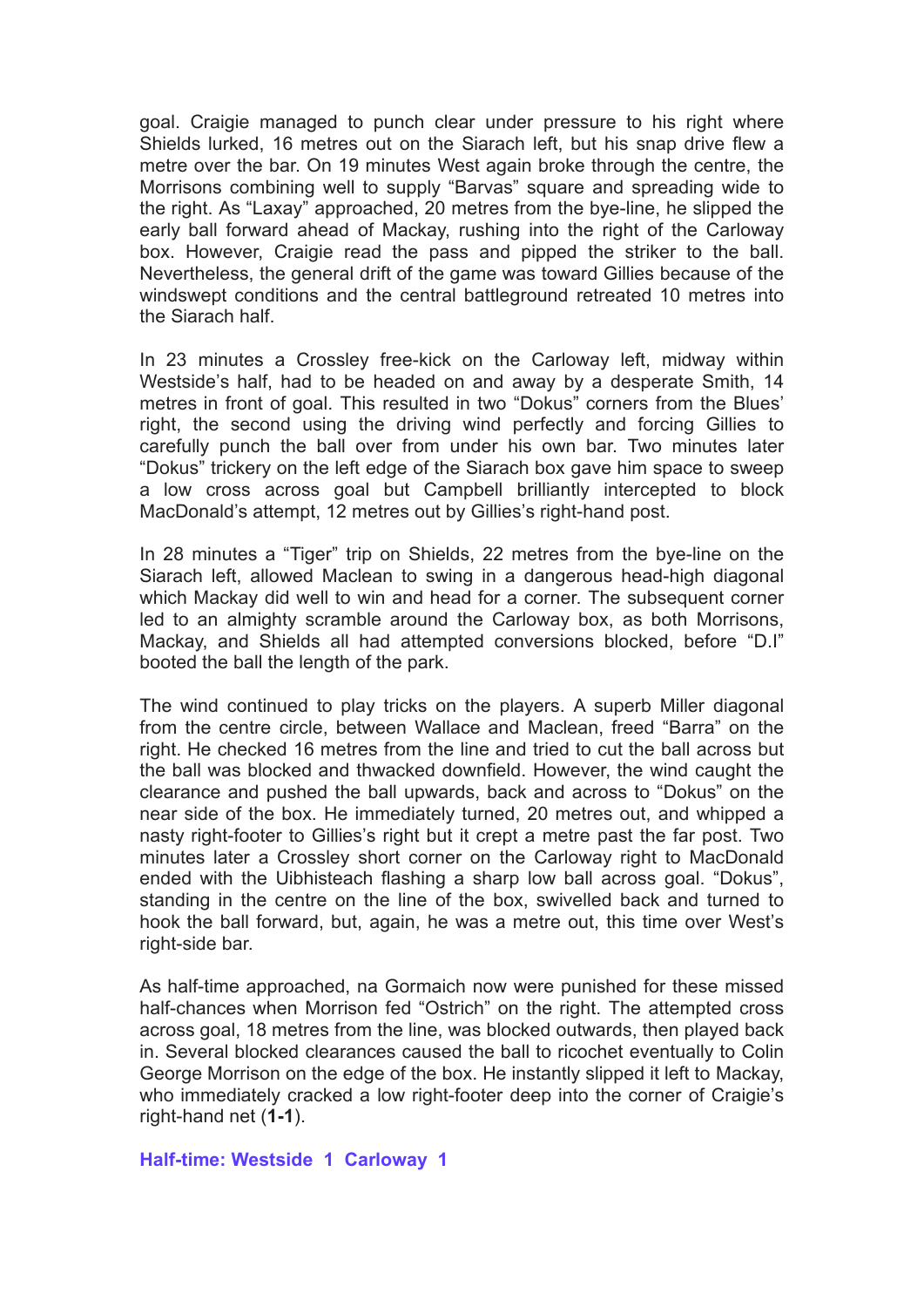goal. Craigie managed to punch clear under pressure to his right where Shields lurked, 16 metres out on the Siarach left, but his snap drive flew a metre over the bar. On 19 minutes West again broke through the centre, the Morrisons combining well to supply "Barvas" square and spreading wide to the right. As "Laxay" approached, 20 metres from the bye-line, he slipped the early ball forward ahead of Mackay, rushing into the right of the Carloway box. However, Craigie read the pass and pipped the striker to the ball. Nevertheless, the general drift of the game was toward Gillies because of the windswept conditions and the central battleground retreated 10 metres into the Siarach half.

In 23 minutes a Crossley free-kick on the Carloway left, midway within Westside's half, had to be headed on and away by a desperate Smith, 14 metres in front of goal. This resulted in two "Dokus" corners from the Blues' right, the second using the driving wind perfectly and forcing Gillies to carefully punch the ball over from under his own bar. Two minutes later "Dokus" trickery on the left edge of the Siarach box gave him space to sweep a low cross across goal but Campbell brilliantly intercepted to block MacDonald's attempt, 12 metres out by Gillies's right-hand post.

In 28 minutes a "Tiger" trip on Shields, 22 metres from the bye-line on the Siarach left, allowed Maclean to swing in a dangerous head-high diagonal which Mackay did well to win and head for a corner. The subsequent corner led to an almighty scramble around the Carloway box, as both Morrisons, Mackay, and Shields all had attempted conversions blocked, before "D.I" booted the ball the length of the park.

The wind continued to play tricks on the players. A superb Miller diagonal from the centre circle, between Wallace and Maclean, freed "Barra" on the right. He checked 16 metres from the line and tried to cut the ball across but the ball was blocked and thwacked downfield. However, the wind caught the clearance and pushed the ball upwards, back and across to "Dokus" on the near side of the box. He immediately turned, 20 metres out, and whipped a nasty right-footer to Gillies's right but it crept a metre past the far post. Two minutes later a Crossley short corner on the Carloway right to MacDonald ended with the Uibhisteach flashing a sharp low ball across goal. "Dokus", standing in the centre on the line of the box, swivelled back and turned to hook the ball forward, but, again, he was a metre out, this time over West's right-side bar.

As half-time approached, na Gormaich now were punished for these missed half-chances when Morrison fed "Ostrich" on the right. The attempted cross across goal, 18 metres from the line, was blocked outwards, then played back in. Several blocked clearances caused the ball to ricochet eventually to Colin George Morrison on the edge of the box. He instantly slipped it left to Mackay, who immediately cracked a low right-footer deep into the corner of Craigie's right-hand net (**1-1**).

**Half-time: Westside 1 Carloway 1**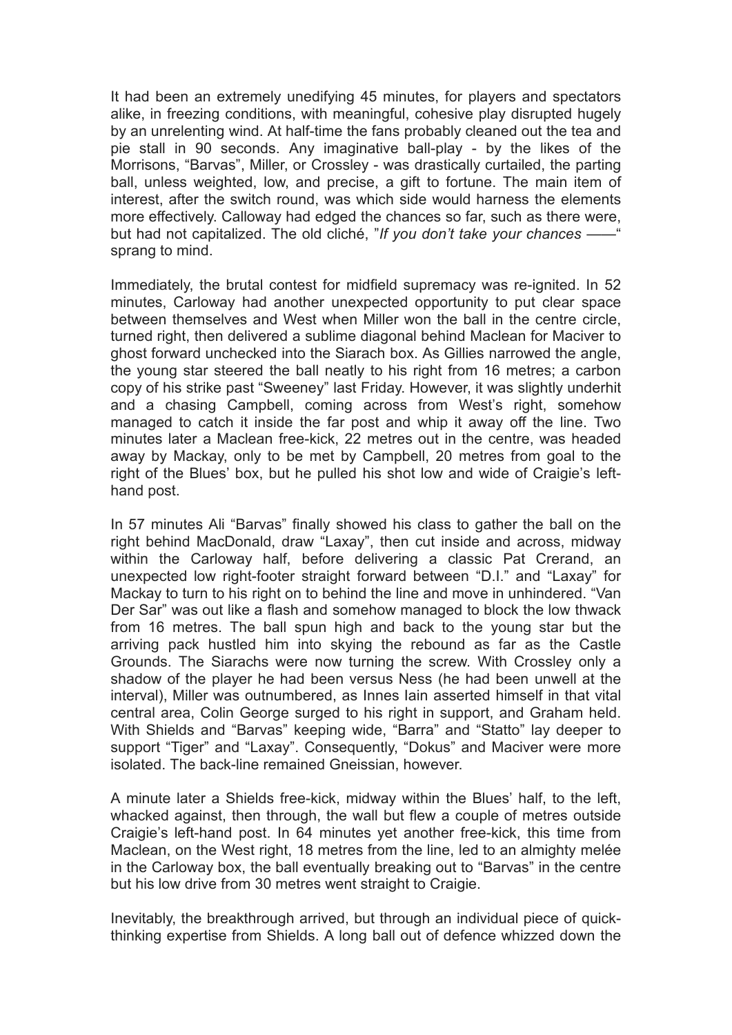It had been an extremely unedifying 45 minutes, for players and spectators alike, in freezing conditions, with meaningful, cohesive play disrupted hugely by an unrelenting wind. At half-time the fans probably cleaned out the tea and pie stall in 90 seconds. Any imaginative ball-play - by the likes of the Morrisons, "Barvas", Miller, or Crossley - was drastically curtailed, the parting ball, unless weighted, low, and precise, a gift to fortune. The main item of interest, after the switch round, was which side would harness the elements more effectively. Calloway had edged the chances so far, such as there were, but had not capitalized. The old cliché, "*If you don't take your chances* ——" sprang to mind.

Immediately, the brutal contest for midfield supremacy was re-ignited. In 52 minutes, Carloway had another unexpected opportunity to put clear space between themselves and West when Miller won the ball in the centre circle, turned right, then delivered a sublime diagonal behind Maclean for Maciver to ghost forward unchecked into the Siarach box. As Gillies narrowed the angle, the young star steered the ball neatly to his right from 16 metres; a carbon copy of his strike past "Sweeney" last Friday. However, it was slightly underhit and a chasing Campbell, coming across from West's right, somehow managed to catch it inside the far post and whip it away off the line. Two minutes later a Maclean free-kick, 22 metres out in the centre, was headed away by Mackay, only to be met by Campbell, 20 metres from goal to the right of the Blues' box, but he pulled his shot low and wide of Craigie's left-hand post.

In 57 minutes Ali "Barvas" finally showed his class to gather the ball on the right behind MacDonald, draw "Laxay", then cut inside and across, midway within the Carloway half, before delivering a classic Pat Crerand, an unexpected low right-footer straight forward between "D.I." and "Laxay" for Mackay to turn to his right on to behind the line and move in unhindered. "Van Der Sar" was out like a flash and somehow managed to block the low thwack from 16 metres. The ball spun high and back to the young star but the arriving pack hustled him into skying the rebound as far as the Castle Grounds. The Siarachs were now turning the screw. With Crossley only a shadow of the player he had been versus Ness (he had been unwell at the interval), Miller was outnumbered, as Innes Iain asserted himself in that vital central area, Colin George surged to his right in support, and Graham held. With Shields and "Barvas" keeping wide, "Barra" and "Statto" lay deeper to support "Tiger" and "Laxay". Consequently, "Dokus" and Maciver were more isolated. The back-line remained Gneissian, however.

A minute later a Shields free-kick, midway within the Blues' half, to the left, whacked against, then through, the wall but flew a couple of metres outside Craigie's left-hand post. In 64 minutes yet another free-kick, this time from Maclean, on the West right, 18 metres from the line, led to an almighty melée in the Carloway box, the ball eventually breaking out to "Barvas" in the centre but his low drive from 30 metres went straight to Craigie.

Inevitably, the breakthrough arrived, but through an individual piece of quick-thinking expertise from Shields. A long ball out of defence whizzed down the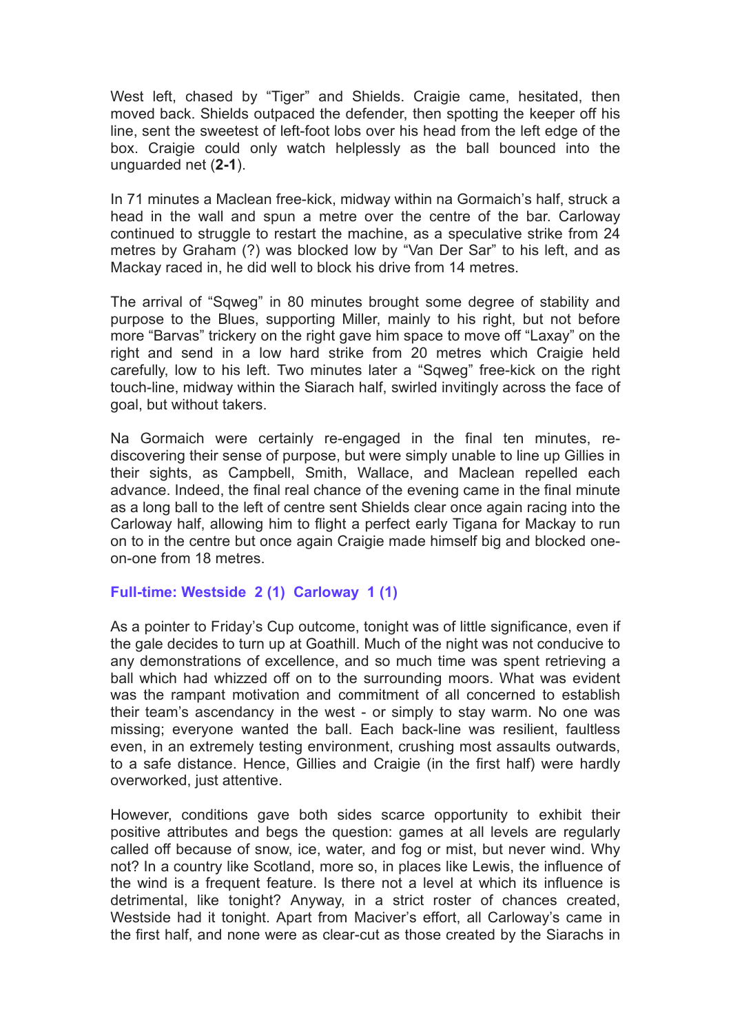West left, chased by "Tiger" and Shields. Craigie came, hesitated, then moved back. Shields outpaced the defender, then spotting the keeper off his line, sent the sweetest of left-foot lobs over his head from the left edge of the box. Craigie could only watch helplessly as the ball bounced into the unguarded net (**2-1**).

In 71 minutes a Maclean free-kick, midway within na Gormaich's half, struck a head in the wall and spun a metre over the centre of the bar. Carloway continued to struggle to restart the machine, as a speculative strike from 24 metres by Graham (?) was blocked low by "Van Der Sar" to his left, and as Mackay raced in, he did well to block his drive from 14 metres.

The arrival of "Sqweg" in 80 minutes brought some degree of stability and purpose to the Blues, supporting Miller, mainly to his right, but not before more "Barvas" trickery on the right gave him space to move off "Laxay" on the right and send in a low hard strike from 20 metres which Craigie held carefully, low to his left. Two minutes later a "Sqweg" free-kick on the right touch-line, midway within the Siarach half, swirled invitingly across the face of goal, but without takers.

Na Gormaich were certainly re-engaged in the final ten minutes, re-discovering their sense of purpose, but were simply unable to line up Gillies in their sights, as Campbell, Smith, Wallace, and Maclean repelled each advance. Indeed, the final real chance of the evening came in the final minute as a long ball to the left of centre sent Shields clear once again racing into the Carloway half, allowing him to flight a perfect early Tigana for Mackay to run on to in the centre but once again Craigie made himself big and blocked one-on-one from 18 metres.

**Full-time: Westside 2 (1) Carloway 1 (1)**

As a pointer to Friday's Cup outcome, tonight was of little significance, even if the gale decides to turn up at Goathill. Much of the night was not conducive to any demonstrations of excellence, and so much time was spent retrieving a ball which had whizzed off on to the surrounding moors. What was evident was the rampant motivation and commitment of all concerned to establish their team's ascendancy in the west - or simply to stay warm. No one was missing; everyone wanted the ball. Each back-line was resilient, faultless even, in an extremely testing environment, crushing most assaults outwards, to a safe distance. Hence, Gillies and Craigie (in the first half) were hardly overworked, just attentive.

However, conditions gave both sides scarce opportunity to exhibit their positive attributes and begs the question: games at all levels are regularly called off because of snow, ice, water, and fog or mist, but never wind. Why not? In a country like Scotland, more so, in places like Lewis, the influence of the wind is a frequent feature. Is there not a level at which its influence is detrimental, like tonight? Anyway, in a strict roster of chances created, Westside had it tonight. Apart from Maciver's effort, all Carloway's came in the first half, and none were as clear-cut as those created by the Siarachs in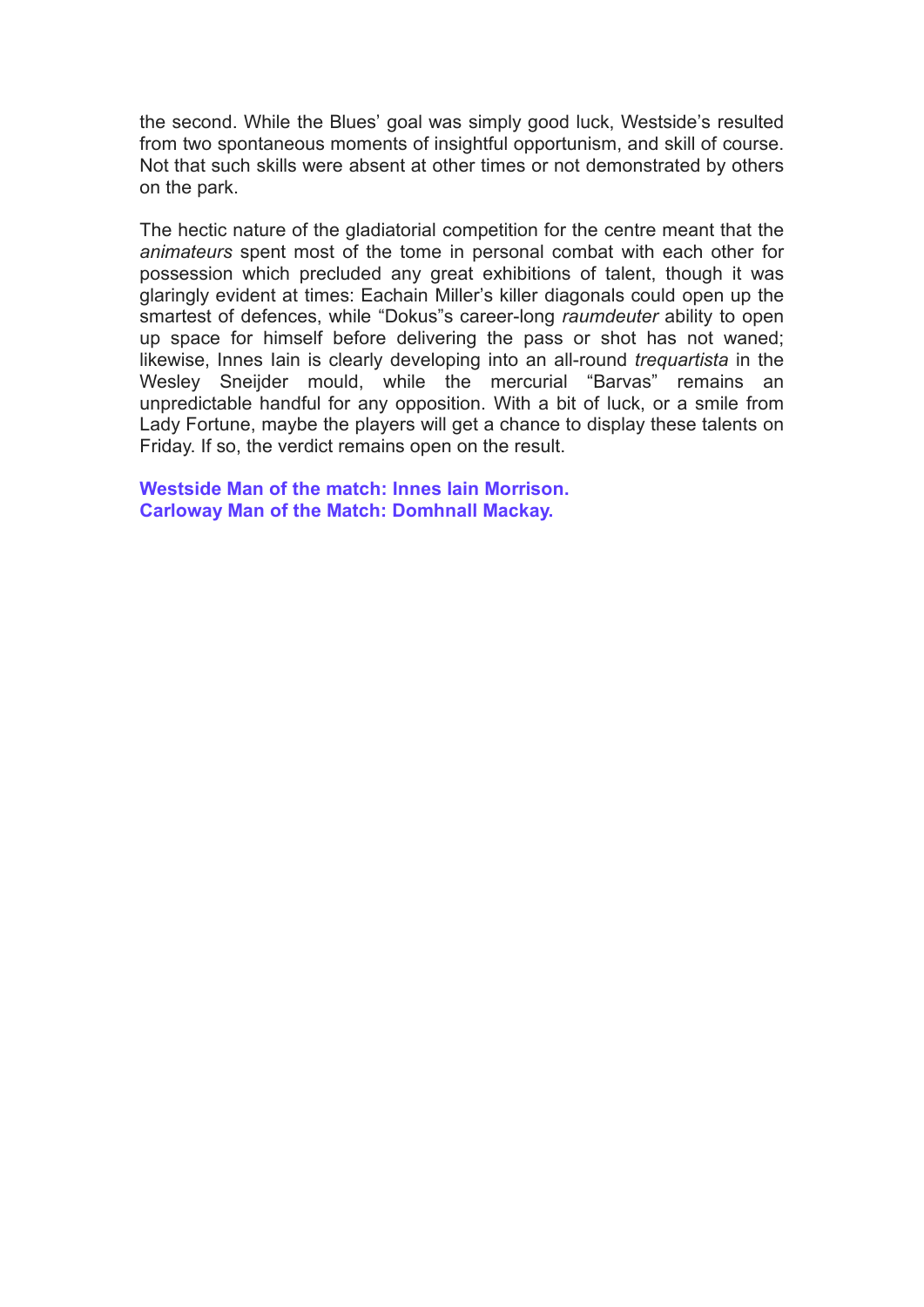the second. While the Blues' goal was simply good luck, Westside's resulted from two spontaneous moments of insightful opportunism, and skill of course. Not that such skills were absent at other times or not demonstrated by others on the park.

The hectic nature of the gladiatorial competition for the centre meant that the *animateurs* spent most of the tome in personal combat with each other for possession which precluded any great exhibitions of talent, though it was glaringly evident at times: Eachain Miller's killer diagonals could open up the smartest of defences, while "Dokus"s career-long *raumdeuter* ability to open up space for himself before delivering the pass or shot has not waned; likewise, Innes Iain is clearly developing into an all-round *trequartista* in the Wesley Sneijder mould, while the mercurial "Barvas" remains an unpredictable handful for any opposition. With a bit of luck, or a smile from Lady Fortune, maybe the players will get a chance to display these talents on Friday. If so, the verdict remains open on the result.

**Westside Man of the match: Innes Iain Morrison.**
**Carloway Man of the Match: Domhnall Mackay.**